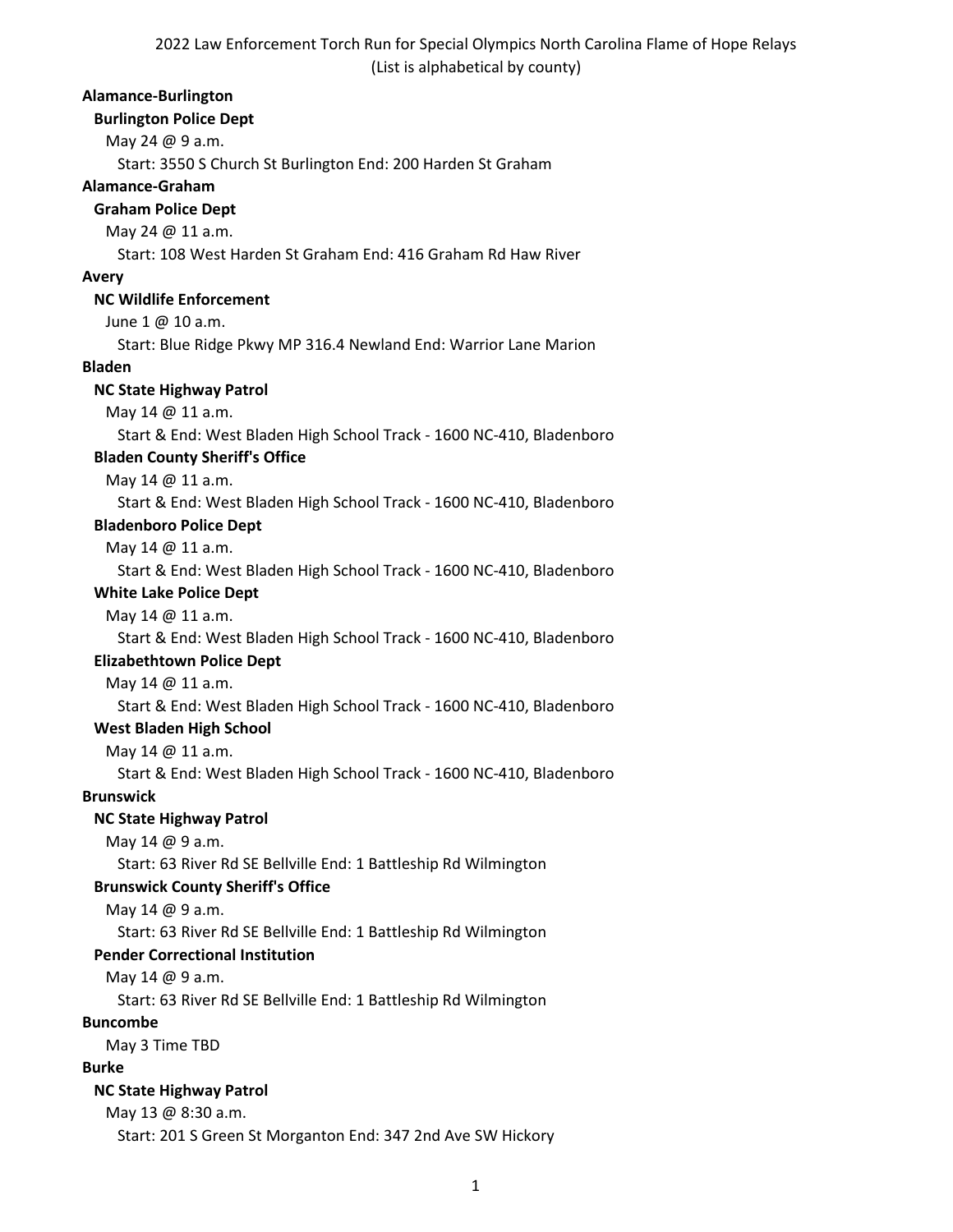2022 Law Enforcement Torch Run for Special Olympics North Carolina Flame of Hope Relays
(List is alphabetical by county)

**Alamance-Burlington**

**Burlington Police Dept**

May 24 @ 9 a.m.

Start: 3550 S Church St Burlington End: 200 Harden St Graham

**Alamance-Graham**

**Graham Police Dept**

May 24 @ 11 a.m.

Start: 108 West Harden St Graham End: 416 Graham Rd Haw River

**Avery**

**NC Wildlife Enforcement**

June 1 @ 10 a.m.

Start: Blue Ridge Pkwy MP 316.4 Newland End: Warrior Lane Marion

**Bladen**

**NC State Highway Patrol**

May 14 @ 11 a.m.

Start & End: West Bladen High School Track - 1600 NC-410, Bladenboro

**Bladen County Sheriff's Office**

May 14 @ 11 a.m.

Start & End: West Bladen High School Track - 1600 NC-410, Bladenboro

**Bladenboro Police Dept**

May 14 @ 11 a.m.

Start & End: West Bladen High School Track - 1600 NC-410, Bladenboro

**White Lake Police Dept**

May 14 @ 11 a.m.

Start & End: West Bladen High School Track - 1600 NC-410, Bladenboro

**Elizabethtown Police Dept**

May 14 @ 11 a.m.

Start & End: West Bladen High School Track - 1600 NC-410, Bladenboro

**West Bladen High School**

May 14 @ 11 a.m.

Start & End: West Bladen High School Track - 1600 NC-410, Bladenboro

**Brunswick**

**NC State Highway Patrol**

May 14 @ 9 a.m.

Start: 63 River Rd SE Bellville End: 1 Battleship Rd Wilmington

**Brunswick County Sheriff's Office**

May 14 @ 9 a.m.

Start: 63 River Rd SE Bellville End: 1 Battleship Rd Wilmington

**Pender Correctional Institution**

May 14 @ 9 a.m.

Start: 63 River Rd SE Bellville End: 1 Battleship Rd Wilmington

**Buncombe**

May 3 Time TBD

**Burke**

**NC State Highway Patrol**

May 13 @ 8:30 a.m.

Start: 201 S Green St Morganton End: 347 2nd Ave SW Hickory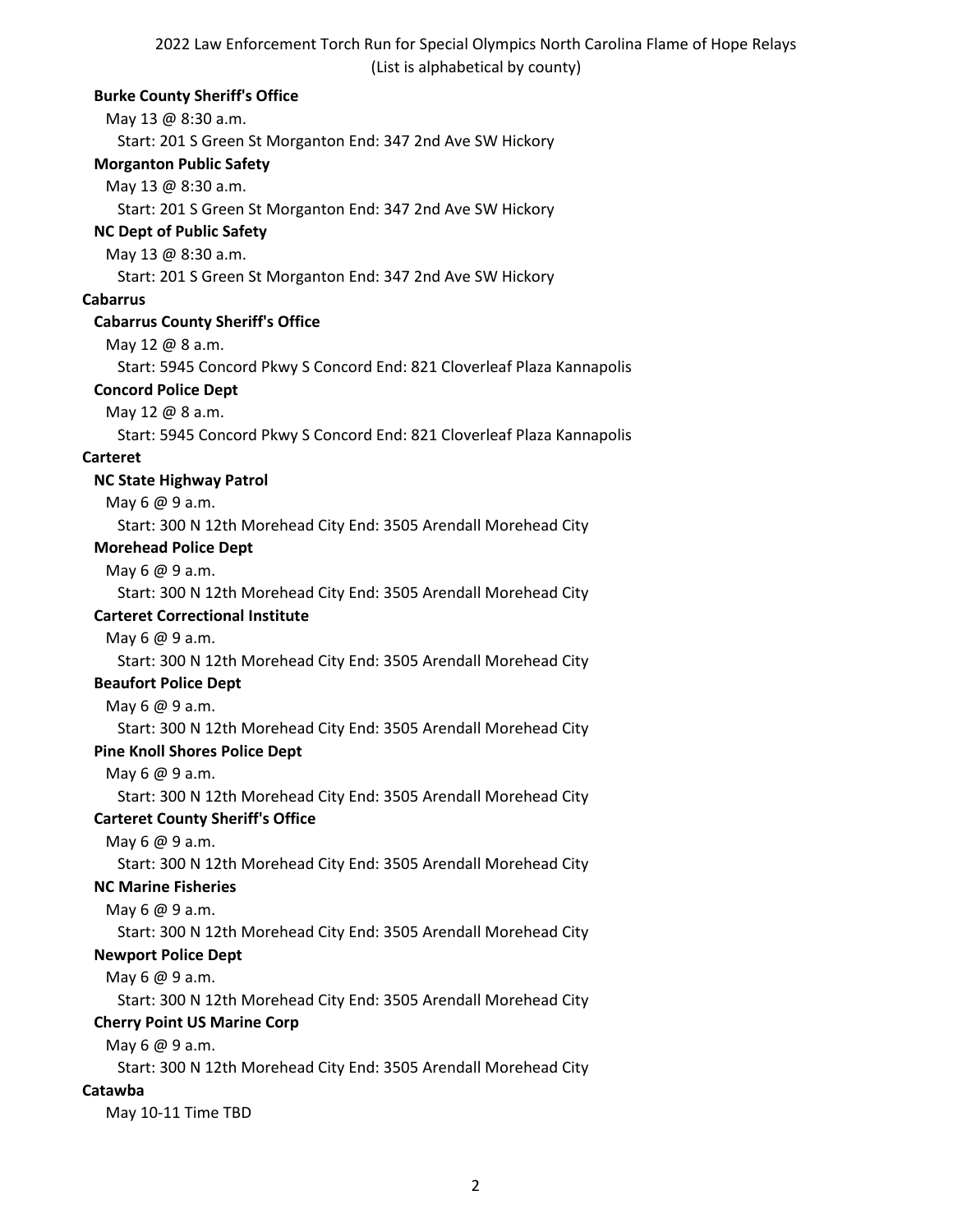2022 Law Enforcement Torch Run for Special Olympics North Carolina Flame of Hope Relays
(List is alphabetical by county)

**Burke County Sheriff's Office**
May 13 @ 8:30 a.m.
Start: 201 S Green St Morganton End: 347 2nd Ave SW Hickory

**Morganton Public Safety**
May 13 @ 8:30 a.m.
Start: 201 S Green St Morganton End: 347 2nd Ave SW Hickory

**NC Dept of Public Safety**
May 13 @ 8:30 a.m.
Start: 201 S Green St Morganton End: 347 2nd Ave SW Hickory

## Cabarrus

**Cabarrus County Sheriff's Office**
May 12 @ 8 a.m.
Start: 5945 Concord Pkwy S Concord End: 821 Cloverleaf Plaza Kannapolis

**Concord Police Dept**
May 12 @ 8 a.m.
Start: 5945 Concord Pkwy S Concord End: 821 Cloverleaf Plaza Kannapolis

## Carteret

**NC State Highway Patrol**
May 6 @ 9 a.m.
Start: 300 N 12th Morehead City End: 3505 Arendall Morehead City

**Morehead Police Dept**
May 6 @ 9 a.m.
Start: 300 N 12th Morehead City End: 3505 Arendall Morehead City

**Carteret Correctional Institute**
May 6 @ 9 a.m.
Start: 300 N 12th Morehead City End: 3505 Arendall Morehead City

**Beaufort Police Dept**
May 6 @ 9 a.m.
Start: 300 N 12th Morehead City End: 3505 Arendall Morehead City

**Pine Knoll Shores Police Dept**
May 6 @ 9 a.m.
Start: 300 N 12th Morehead City End: 3505 Arendall Morehead City

**Carteret County Sheriff's Office**
May 6 @ 9 a.m.
Start: 300 N 12th Morehead City End: 3505 Arendall Morehead City

**NC Marine Fisheries**
May 6 @ 9 a.m.
Start: 300 N 12th Morehead City End: 3505 Arendall Morehead City

**Newport Police Dept**
May 6 @ 9 a.m.
Start: 300 N 12th Morehead City End: 3505 Arendall Morehead City

**Cherry Point US Marine Corp**
May 6 @ 9 a.m.
Start: 300 N 12th Morehead City End: 3505 Arendall Morehead City

## Catawba

May 10-11 Time TBD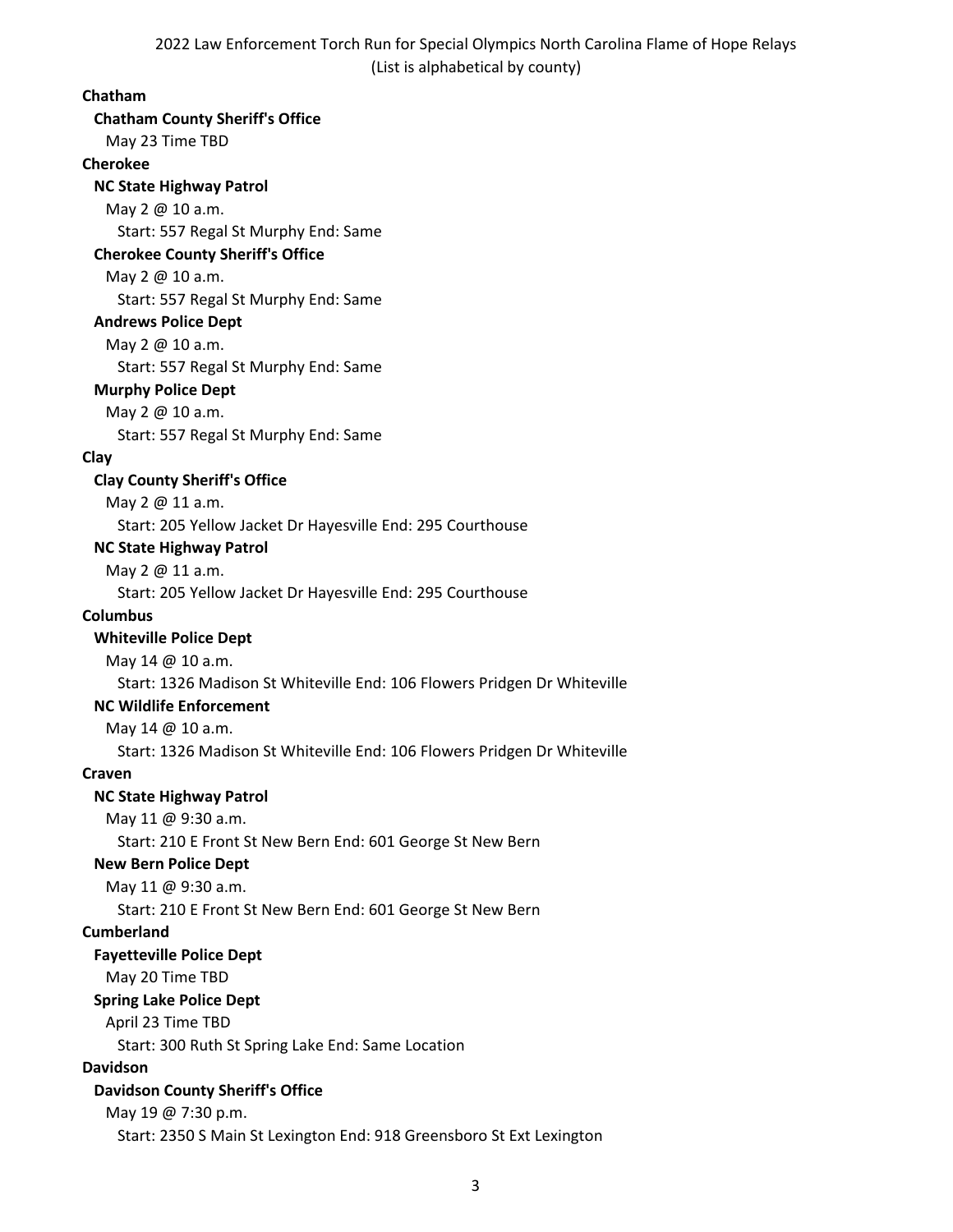2022 Law Enforcement Torch Run for Special Olympics North Carolina Flame of Hope Relays
(List is alphabetical by county)

**Chatham**

**Chatham County Sheriff's Office**

May 23 Time TBD

**Cherokee**

**NC State Highway Patrol**

May 2 @ 10 a.m.

Start: 557 Regal St Murphy End: Same

**Cherokee County Sheriff's Office**

May 2 @ 10 a.m.

Start: 557 Regal St Murphy End: Same

**Andrews Police Dept**

May 2 @ 10 a.m.

Start: 557 Regal St Murphy End: Same

**Murphy Police Dept**

May 2 @ 10 a.m.

Start: 557 Regal St Murphy End: Same

**Clay**

**Clay County Sheriff's Office**

May 2 @ 11 a.m.

Start: 205 Yellow Jacket Dr Hayesville End: 295 Courthouse

**NC State Highway Patrol**

May 2 @ 11 a.m.

Start: 205 Yellow Jacket Dr Hayesville End: 295 Courthouse

**Columbus**

**Whiteville Police Dept**

May 14 @ 10 a.m.

Start: 1326 Madison St Whiteville End: 106 Flowers Pridgen Dr Whiteville

**NC Wildlife Enforcement**

May 14 @ 10 a.m.

Start: 1326 Madison St Whiteville End: 106 Flowers Pridgen Dr Whiteville

**Craven**

**NC State Highway Patrol**

May 11 @ 9:30 a.m.

Start: 210 E Front St New Bern End: 601 George St New Bern

**New Bern Police Dept**

May 11 @ 9:30 a.m.

Start: 210 E Front St New Bern End: 601 George St New Bern

**Cumberland**

**Fayetteville Police Dept**

May 20 Time TBD

**Spring Lake Police Dept**

April 23 Time TBD

Start: 300 Ruth St Spring Lake End: Same Location

**Davidson**

**Davidson County Sheriff's Office**

May 19 @ 7:30 p.m.

Start: 2350 S Main St Lexington End: 918 Greensboro St Ext Lexington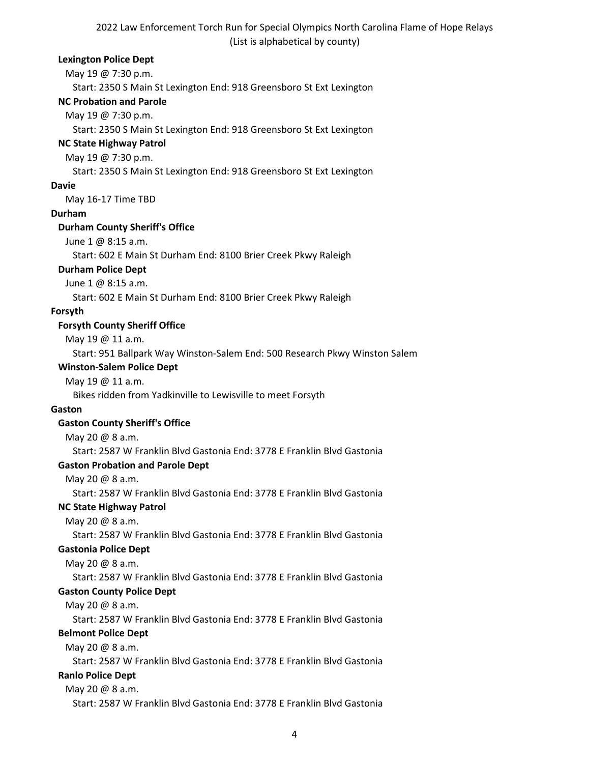2022 Law Enforcement Torch Run for Special Olympics North Carolina Flame of Hope Relays
(List is alphabetical by county)

**Lexington Police Dept**

May 19 @ 7:30 p.m.

Start: 2350 S Main St Lexington End: 918 Greensboro St Ext Lexington

**NC Probation and Parole**

May 19 @ 7:30 p.m.

Start: 2350 S Main St Lexington End: 918 Greensboro St Ext Lexington

**NC State Highway Patrol**

May 19 @ 7:30 p.m.

Start: 2350 S Main St Lexington End: 918 Greensboro St Ext Lexington

**Davie**

May 16-17 Time TBD

**Durham**

**Durham County Sheriff's Office**

June 1 @ 8:15 a.m.

Start: 602 E Main St Durham End: 8100 Brier Creek Pkwy Raleigh

**Durham Police Dept**

June 1 @ 8:15 a.m.

Start: 602 E Main St Durham End: 8100 Brier Creek Pkwy Raleigh

**Forsyth**

**Forsyth County Sheriff Office**

May 19 @ 11 a.m.

Start: 951 Ballpark Way Winston-Salem End: 500 Research Pkwy Winston Salem

**Winston-Salem Police Dept**

May 19 @ 11 a.m.

Bikes ridden from Yadkinville to Lewisville to meet Forsyth

**Gaston**

**Gaston County Sheriff's Office**

May 20 @ 8 a.m.

Start: 2587 W Franklin Blvd Gastonia End: 3778 E Franklin Blvd Gastonia

**Gaston Probation and Parole Dept**

May 20 @ 8 a.m.

Start: 2587 W Franklin Blvd Gastonia End: 3778 E Franklin Blvd Gastonia

**NC State Highway Patrol**

May 20 @ 8 a.m.

Start: 2587 W Franklin Blvd Gastonia End: 3778 E Franklin Blvd Gastonia

**Gastonia Police Dept**

May 20 @ 8 a.m.

Start: 2587 W Franklin Blvd Gastonia End: 3778 E Franklin Blvd Gastonia

**Gaston County Police Dept**

May 20 @ 8 a.m.

Start: 2587 W Franklin Blvd Gastonia End: 3778 E Franklin Blvd Gastonia

**Belmont Police Dept**

May 20 @ 8 a.m.

Start: 2587 W Franklin Blvd Gastonia End: 3778 E Franklin Blvd Gastonia

**Ranlo Police Dept**

May 20 @ 8 a.m.

Start: 2587 W Franklin Blvd Gastonia End: 3778 E Franklin Blvd Gastonia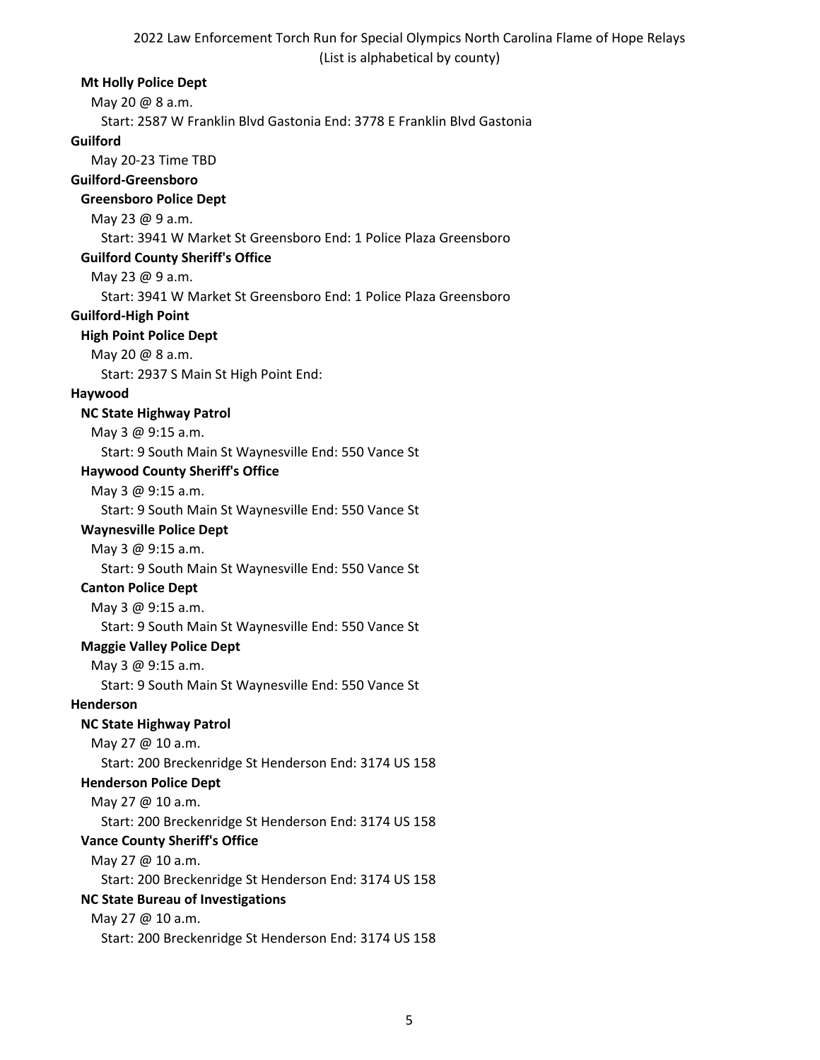**Mt Holly Police Dept**

May 20 @ 8 a.m.

Start: 2587 W Franklin Blvd Gastonia End: 3778 E Franklin Blvd Gastonia

**Guilford**

May 20-23 Time TBD

**Guilford-Greensboro**

**Greensboro Police Dept**

May 23 @ 9 a.m.

Start: 3941 W Market St Greensboro End: 1 Police Plaza Greensboro

**Guilford County Sheriff's Office**

May 23 @ 9 a.m.

Start: 3941 W Market St Greensboro End: 1 Police Plaza Greensboro

**Guilford-High Point**

**High Point Police Dept**

May 20 @ 8 a.m.

Start: 2937 S Main St High Point End:

**Haywood**

**NC State Highway Patrol**

May 3 @ 9:15 a.m.

Start: 9 South Main St Waynesville End: 550 Vance St

**Haywood County Sheriff's Office**

May 3 @ 9:15 a.m.

Start: 9 South Main St Waynesville End: 550 Vance St

**Waynesville Police Dept**

May 3 @ 9:15 a.m.

Start: 9 South Main St Waynesville End: 550 Vance St

**Canton Police Dept**

May 3 @ 9:15 a.m.

Start: 9 South Main St Waynesville End: 550 Vance St

**Maggie Valley Police Dept**

May 3 @ 9:15 a.m.

Start: 9 South Main St Waynesville End: 550 Vance St

**Henderson**

**NC State Highway Patrol**

May 27 @ 10 a.m.

Start: 200 Breckenridge St Henderson End: 3174 US 158

**Henderson Police Dept**

May 27 @ 10 a.m.

Start: 200 Breckenridge St Henderson End: 3174 US 158

**Vance County Sheriff's Office**

May 27 @ 10 a.m.

Start: 200 Breckenridge St Henderson End: 3174 US 158

**NC State Bureau of Investigations**

May 27 @ 10 a.m.

Start: 200 Breckenridge St Henderson End: 3174 US 158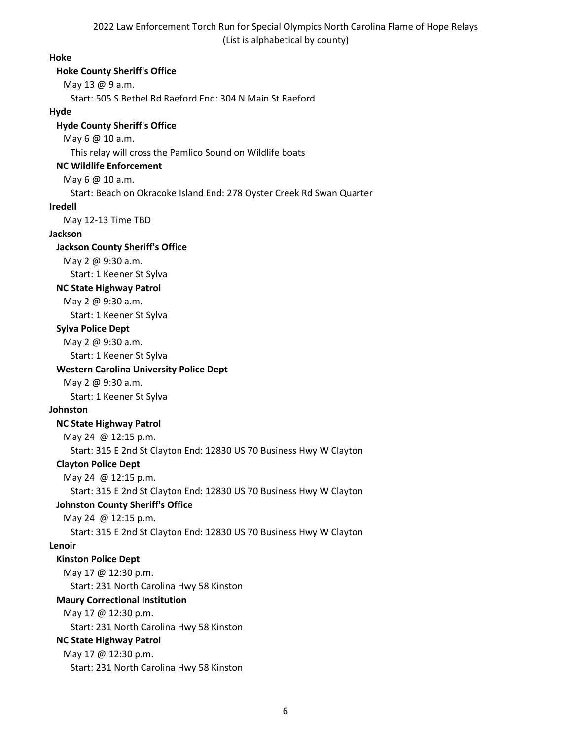2022 Law Enforcement Torch Run for Special Olympics North Carolina Flame of Hope Relays
(List is alphabetical by county)

**Hoke**

**Hoke County Sheriff's Office**

May 13 @ 9 a.m.

Start: 505 S Bethel Rd Raeford End: 304 N Main St Raeford

**Hyde**

**Hyde County Sheriff's Office**

May 6 @ 10 a.m.

This relay will cross the Pamlico Sound on Wildlife boats

**NC Wildlife Enforcement**

May 6 @ 10 a.m.

Start: Beach on Okracoke Island End: 278 Oyster Creek Rd Swan Quarter

**Iredell**

May 12-13 Time TBD

**Jackson**

**Jackson County Sheriff's Office**

May 2 @ 9:30 a.m.

Start: 1 Keener St Sylva

**NC State Highway Patrol**

May 2 @ 9:30 a.m.

Start: 1 Keener St Sylva

**Sylva Police Dept**

May 2 @ 9:30 a.m.

Start: 1 Keener St Sylva

**Western Carolina University Police Dept**

May 2 @ 9:30 a.m.

Start: 1 Keener St Sylva

**Johnston**

**NC State Highway Patrol**

May 24 @ 12:15 p.m.

Start: 315 E 2nd St Clayton End: 12830 US 70 Business Hwy W Clayton

**Clayton Police Dept**

May 24 @ 12:15 p.m.

Start: 315 E 2nd St Clayton End: 12830 US 70 Business Hwy W Clayton

**Johnston County Sheriff's Office**

May 24 @ 12:15 p.m.

Start: 315 E 2nd St Clayton End: 12830 US 70 Business Hwy W Clayton

**Lenoir**

**Kinston Police Dept**

May 17 @ 12:30 p.m.

Start: 231 North Carolina Hwy 58 Kinston

**Maury Correctional Institution**

May 17 @ 12:30 p.m.

Start: 231 North Carolina Hwy 58 Kinston

**NC State Highway Patrol**

May 17 @ 12:30 p.m.

Start: 231 North Carolina Hwy 58 Kinston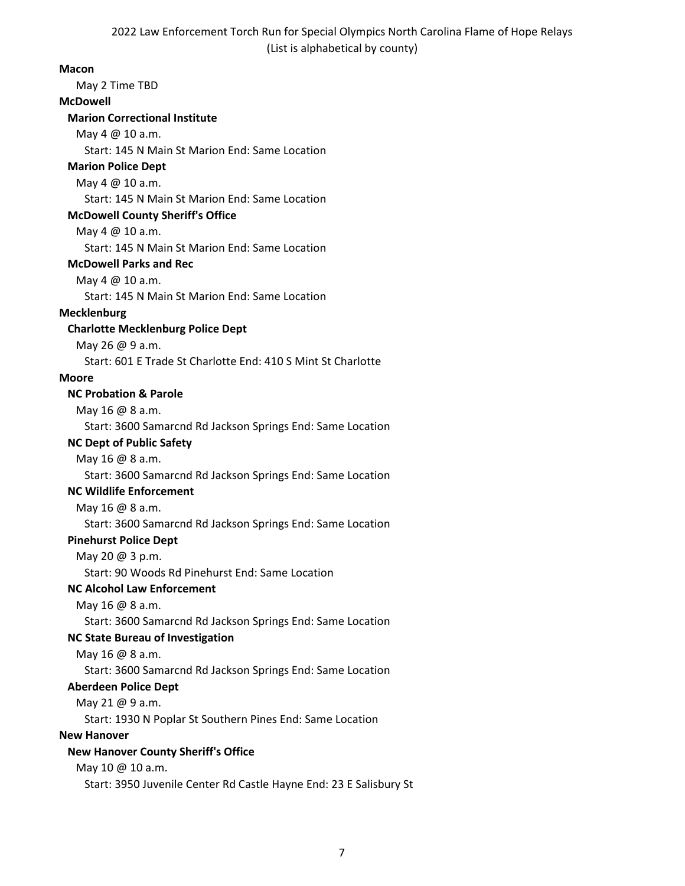2022 Law Enforcement Torch Run for Special Olympics North Carolina Flame of Hope Relays
(List is alphabetical by county)

**Macon**

May 2 Time TBD

**McDowell**

**Marion Correctional Institute**

May 4 @ 10 a.m.

Start: 145 N Main St Marion End: Same Location

**Marion Police Dept**

May 4 @ 10 a.m.

Start: 145 N Main St Marion End: Same Location

**McDowell County Sheriff's Office**

May 4 @ 10 a.m.

Start: 145 N Main St Marion End: Same Location

**McDowell Parks and Rec**

May 4 @ 10 a.m.

Start: 145 N Main St Marion End: Same Location

**Mecklenburg**

**Charlotte Mecklenburg Police Dept**

May 26 @ 9 a.m.

Start: 601 E Trade St Charlotte End: 410 S Mint St Charlotte

**Moore**

**NC Probation & Parole**

May 16 @ 8 a.m.

Start: 3600 Samarcnd Rd Jackson Springs End: Same Location

**NC Dept of Public Safety**

May 16 @ 8 a.m.

Start: 3600 Samarcnd Rd Jackson Springs End: Same Location

**NC Wildlife Enforcement**

May 16 @ 8 a.m.

Start: 3600 Samarcnd Rd Jackson Springs End: Same Location

**Pinehurst Police Dept**

May 20 @ 3 p.m.

Start: 90 Woods Rd Pinehurst End: Same Location

**NC Alcohol Law Enforcement**

May 16 @ 8 a.m.

Start: 3600 Samarcnd Rd Jackson Springs End: Same Location

**NC State Bureau of Investigation**

May 16 @ 8 a.m.

Start: 3600 Samarcnd Rd Jackson Springs End: Same Location

**Aberdeen Police Dept**

May 21 @ 9 a.m.

Start: 1930 N Poplar St Southern Pines End: Same Location

**New Hanover**

**New Hanover County Sheriff's Office**

May 10 @ 10 a.m.

Start: 3950 Juvenile Center Rd Castle Hayne End: 23 E Salisbury St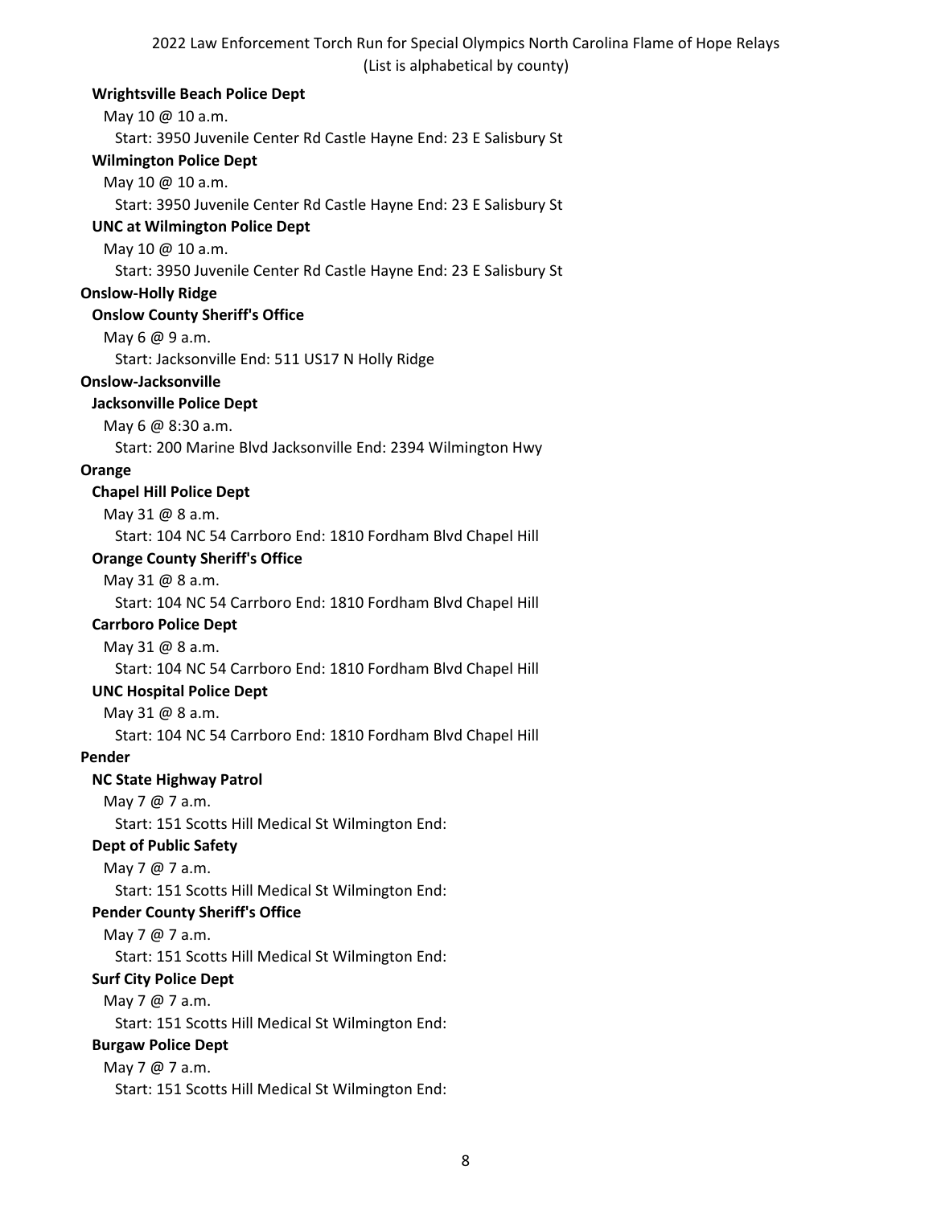**Wrightsville Beach Police Dept**

May 10 @ 10 a.m.

Start: 3950 Juvenile Center Rd Castle Hayne End: 23 E Salisbury St

**Wilmington Police Dept**

May 10 @ 10 a.m.

Start: 3950 Juvenile Center Rd Castle Hayne End: 23 E Salisbury St

**UNC at Wilmington Police Dept**

May 10 @ 10 a.m.

Start: 3950 Juvenile Center Rd Castle Hayne End: 23 E Salisbury St

**Onslow-Holly Ridge**

**Onslow County Sheriff's Office**

May 6 @ 9 a.m.

Start: Jacksonville End: 511 US17 N Holly Ridge

**Onslow-Jacksonville**

**Jacksonville Police Dept**

May 6 @ 8:30 a.m.

Start: 200 Marine Blvd Jacksonville End: 2394 Wilmington Hwy

**Orange**

**Chapel Hill Police Dept**

May 31 @ 8 a.m.

Start: 104 NC 54 Carrboro End: 1810 Fordham Blvd Chapel Hill

**Orange County Sheriff's Office**

May 31 @ 8 a.m.

Start: 104 NC 54 Carrboro End: 1810 Fordham Blvd Chapel Hill

**Carrboro Police Dept**

May 31 @ 8 a.m.

Start: 104 NC 54 Carrboro End: 1810 Fordham Blvd Chapel Hill

**UNC Hospital Police Dept**

May 31 @ 8 a.m.

Start: 104 NC 54 Carrboro End: 1810 Fordham Blvd Chapel Hill

**Pender**

**NC State Highway Patrol**

May 7 @ 7 a.m.

Start: 151 Scotts Hill Medical St Wilmington End:

**Dept of Public Safety**

May 7 @ 7 a.m.

Start: 151 Scotts Hill Medical St Wilmington End:

**Pender County Sheriff's Office**

May 7 @ 7 a.m.

Start: 151 Scotts Hill Medical St Wilmington End:

**Surf City Police Dept**

May 7 @ 7 a.m.

Start: 151 Scotts Hill Medical St Wilmington End:

**Burgaw Police Dept**

May 7 @ 7 a.m.

Start: 151 Scotts Hill Medical St Wilmington End: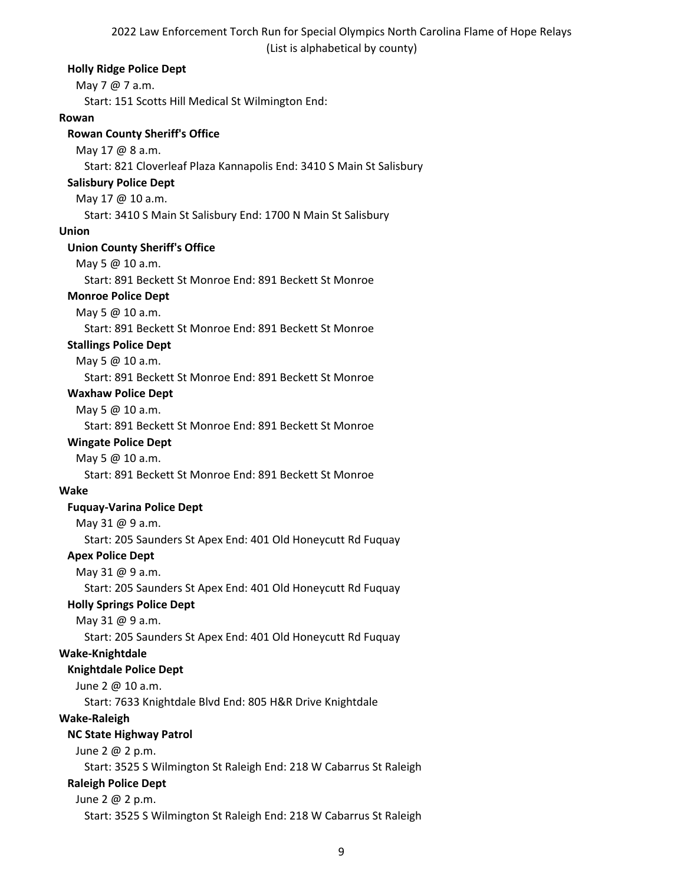**Holly Ridge Police Dept**

May 7 @ 7 a.m.

Start: 151 Scotts Hill Medical St Wilmington End:

**Rowan**

**Rowan County Sheriff's Office**

May 17 @ 8 a.m.

Start: 821 Cloverleaf Plaza Kannapolis End: 3410 S Main St Salisbury

**Salisbury Police Dept**

May 17 @ 10 a.m.

Start: 3410 S Main St Salisbury End: 1700 N Main St Salisbury

**Union**

**Union County Sheriff's Office**

May 5 @ 10 a.m.

Start: 891 Beckett St Monroe End: 891 Beckett St Monroe

**Monroe Police Dept**

May 5 @ 10 a.m.

Start: 891 Beckett St Monroe End: 891 Beckett St Monroe

**Stallings Police Dept**

May 5 @ 10 a.m.

Start: 891 Beckett St Monroe End: 891 Beckett St Monroe

**Waxhaw Police Dept**

May 5 @ 10 a.m.

Start: 891 Beckett St Monroe End: 891 Beckett St Monroe

**Wingate Police Dept**

May 5 @ 10 a.m.

Start: 891 Beckett St Monroe End: 891 Beckett St Monroe

**Wake**

**Fuquay-Varina Police Dept**

May 31 @ 9 a.m.

Start: 205 Saunders St Apex End: 401 Old Honeycutt Rd Fuquay

**Apex Police Dept**

May 31 @ 9 a.m.

Start: 205 Saunders St Apex End: 401 Old Honeycutt Rd Fuquay

**Holly Springs Police Dept**

May 31 @ 9 a.m.

Start: 205 Saunders St Apex End: 401 Old Honeycutt Rd Fuquay

**Wake-Knightdale**

**Knightdale Police Dept**

June 2 @ 10 a.m.

Start: 7633 Knightdale Blvd End: 805 H&R Drive Knightdale

**Wake-Raleigh**

**NC State Highway Patrol**

June 2 @ 2 p.m.

Start: 3525 S Wilmington St Raleigh End: 218 W Cabarrus St Raleigh

**Raleigh Police Dept**

June 2 @ 2 p.m.

Start: 3525 S Wilmington St Raleigh End: 218 W Cabarrus St Raleigh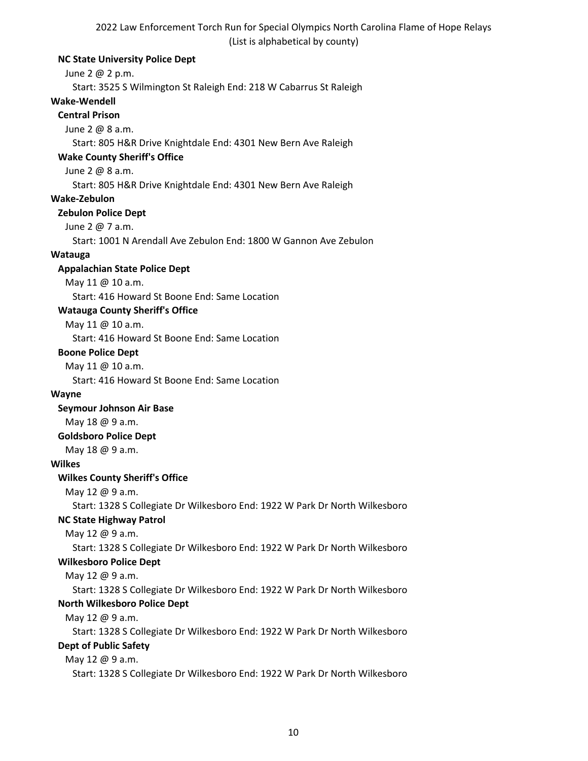**NC State University Police Dept**

June 2 @ 2 p.m.

Start: 3525 S Wilmington St Raleigh End: 218 W Cabarrus St Raleigh

**Wake-Wendell**

**Central Prison**

June 2 @ 8 a.m.

Start: 805 H&R Drive Knightdale End: 4301 New Bern Ave Raleigh

**Wake County Sheriff's Office**

June 2 @ 8 a.m.

Start: 805 H&R Drive Knightdale End: 4301 New Bern Ave Raleigh

**Wake-Zebulon**

**Zebulon Police Dept**

June 2 @ 7 a.m.

Start: 1001 N Arendall Ave Zebulon End: 1800 W Gannon Ave Zebulon

**Watauga**

**Appalachian State Police Dept**

May 11 @ 10 a.m.

Start: 416 Howard St Boone End: Same Location

**Watauga County Sheriff's Office**

May 11 @ 10 a.m.

Start: 416 Howard St Boone End: Same Location

**Boone Police Dept**

May 11 @ 10 a.m.

Start: 416 Howard St Boone End: Same Location

**Wayne**

**Seymour Johnson Air Base**

May 18 @ 9 a.m.

**Goldsboro Police Dept**

May 18 @ 9 a.m.

**Wilkes**

**Wilkes County Sheriff's Office**

May 12 @ 9 a.m.

Start: 1328 S Collegiate Dr Wilkesboro End: 1922 W Park Dr North Wilkesboro

**NC State Highway Patrol**

May 12 @ 9 a.m.

Start: 1328 S Collegiate Dr Wilkesboro End: 1922 W Park Dr North Wilkesboro

**Wilkesboro Police Dept**

May 12 @ 9 a.m.

Start: 1328 S Collegiate Dr Wilkesboro End: 1922 W Park Dr North Wilkesboro

**North Wilkesboro Police Dept**

May 12 @ 9 a.m.

Start: 1328 S Collegiate Dr Wilkesboro End: 1922 W Park Dr North Wilkesboro

**Dept of Public Safety**

May 12 @ 9 a.m.

Start: 1328 S Collegiate Dr Wilkesboro End: 1922 W Park Dr North Wilkesboro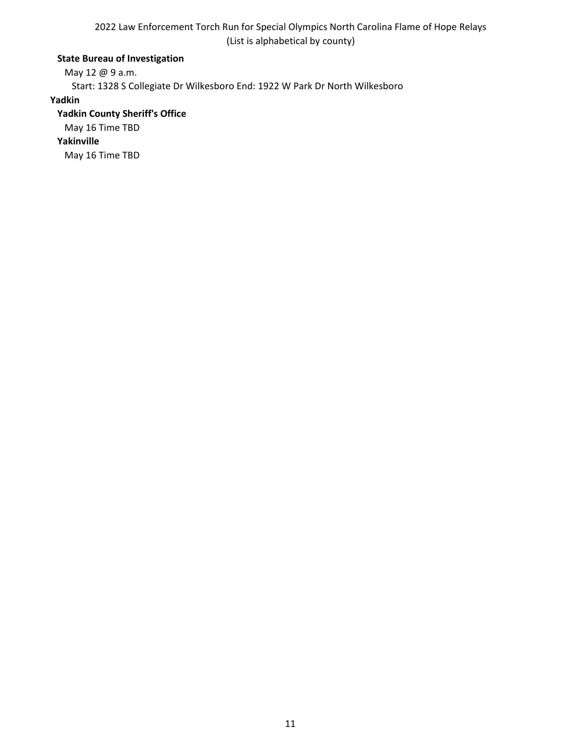**State Bureau of Investigation**

May 12 @ 9 a.m.

Start: 1328 S Collegiate Dr Wilkesboro End: 1922 W Park Dr North Wilkesboro

**Yadkin**

**Yadkin County Sheriff's Office**

May 16 Time TBD

**Yakinville**

May 16 Time TBD